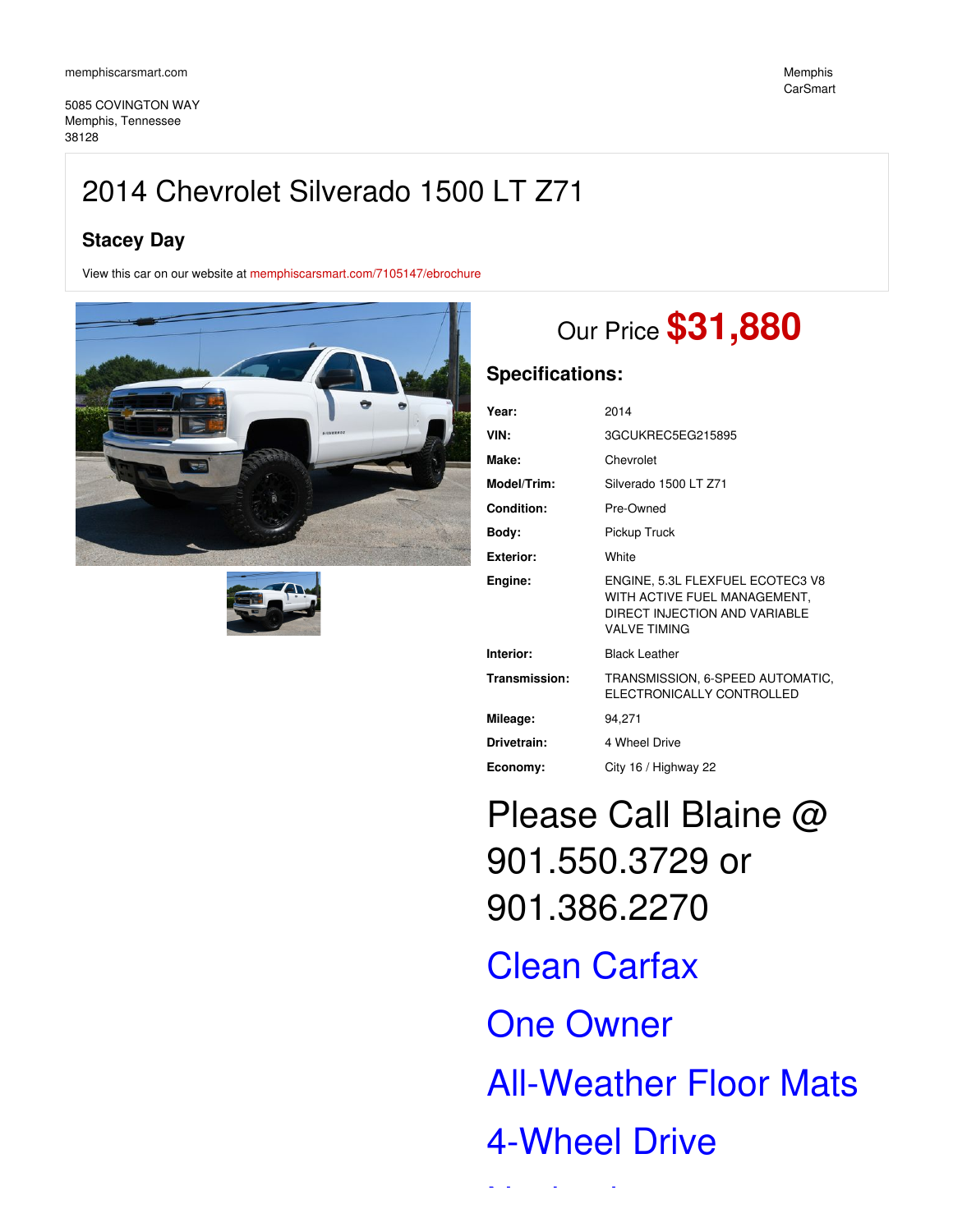memphiscarsmart.com

5085 COVINGTON WAY
Memphis, Tennessee
38128

Memphis CarSmart

# 2014 Chevrolet Silverado 1500 LT Z71

## Stacey Day

View this car on our website at memphiscarsmart.com/7105147/ebrochure

Our Price **$31,880**

## Specifications:

| | |
|---|---|
| **Year:** | 2014 |
| **VIN:** | 3GCUKREC5EG215895 |
| **Make:** | Chevrolet |
| **Model/Trim:** | Silverado 1500 LT Z71 |
| **Condition:** | Pre-Owned |
| **Body:** | Pickup Truck |
| **Exterior:** | White |
| **Engine:** | ENGINE, 5.3L FLEXFUEL ECOTEC3 V8 WITH ACTIVE FUEL MANAGEMENT, DIRECT INJECTION AND VARIABLE VALVE TIMING |
| **Interior:** | Black Leather |
| **Transmission:** | TRANSMISSION, 6-SPEED AUTOMATIC, ELECTRONICALLY CONTROLLED |
| **Mileage:** | 94,271 |
| **Drivetrain:** | 4 Wheel Drive |
| **Economy:** | City 16 / Highway 22 |

# Please Call Blaine @ 901.550.3729 or 901.386.2270

# Clean Carfax

# One Owner

# All-Weather Floor Mats

# 4-Wheel Drive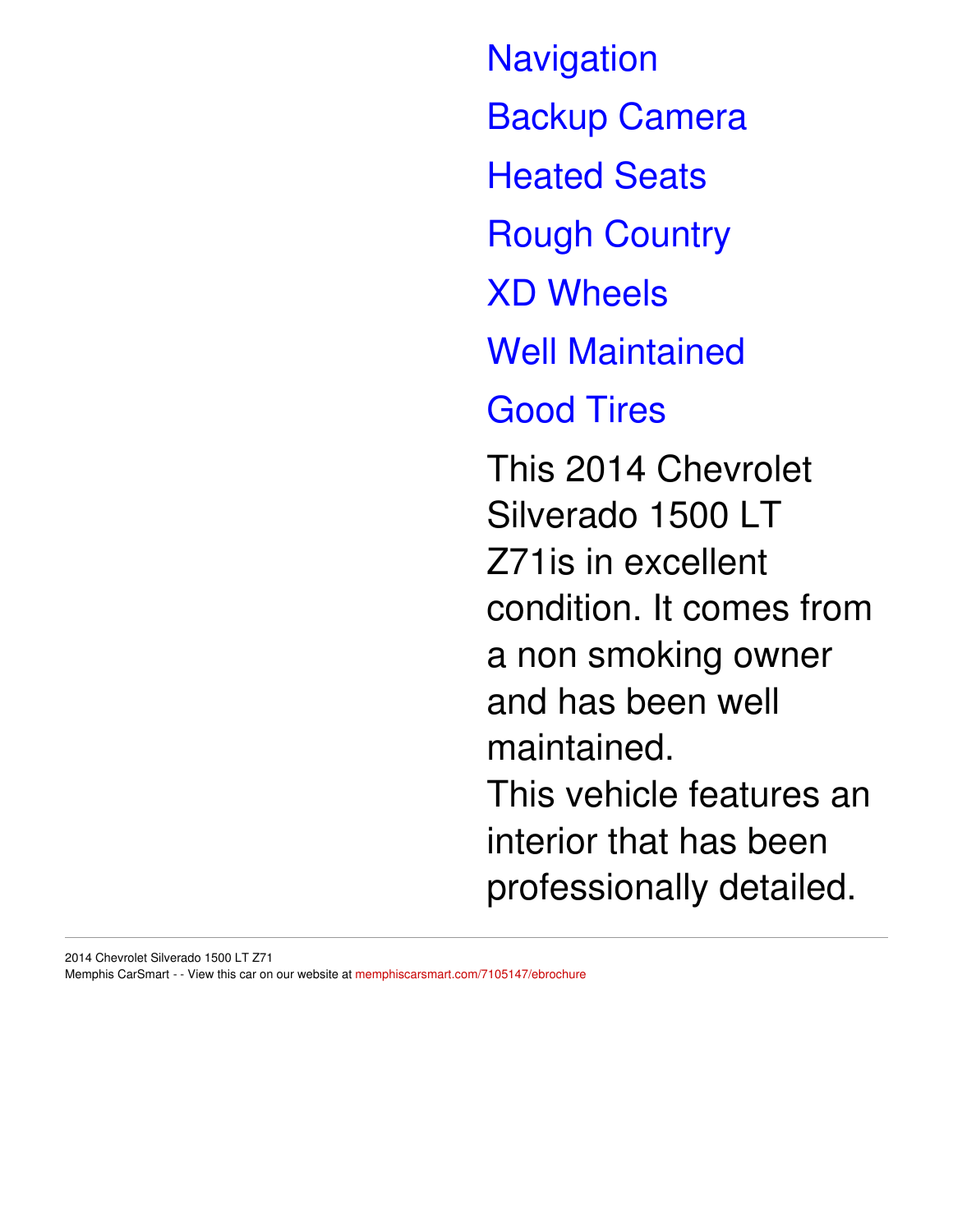Navigation

Backup Camera

Heated Seats

Rough Country

XD Wheels

Well Maintained

Good Tires

This 2014 Chevrolet Silverado 1500 LT Z71is in excellent condition. It comes from a non smoking owner and has been well maintained.
This vehicle features an interior that has been professionally detailed.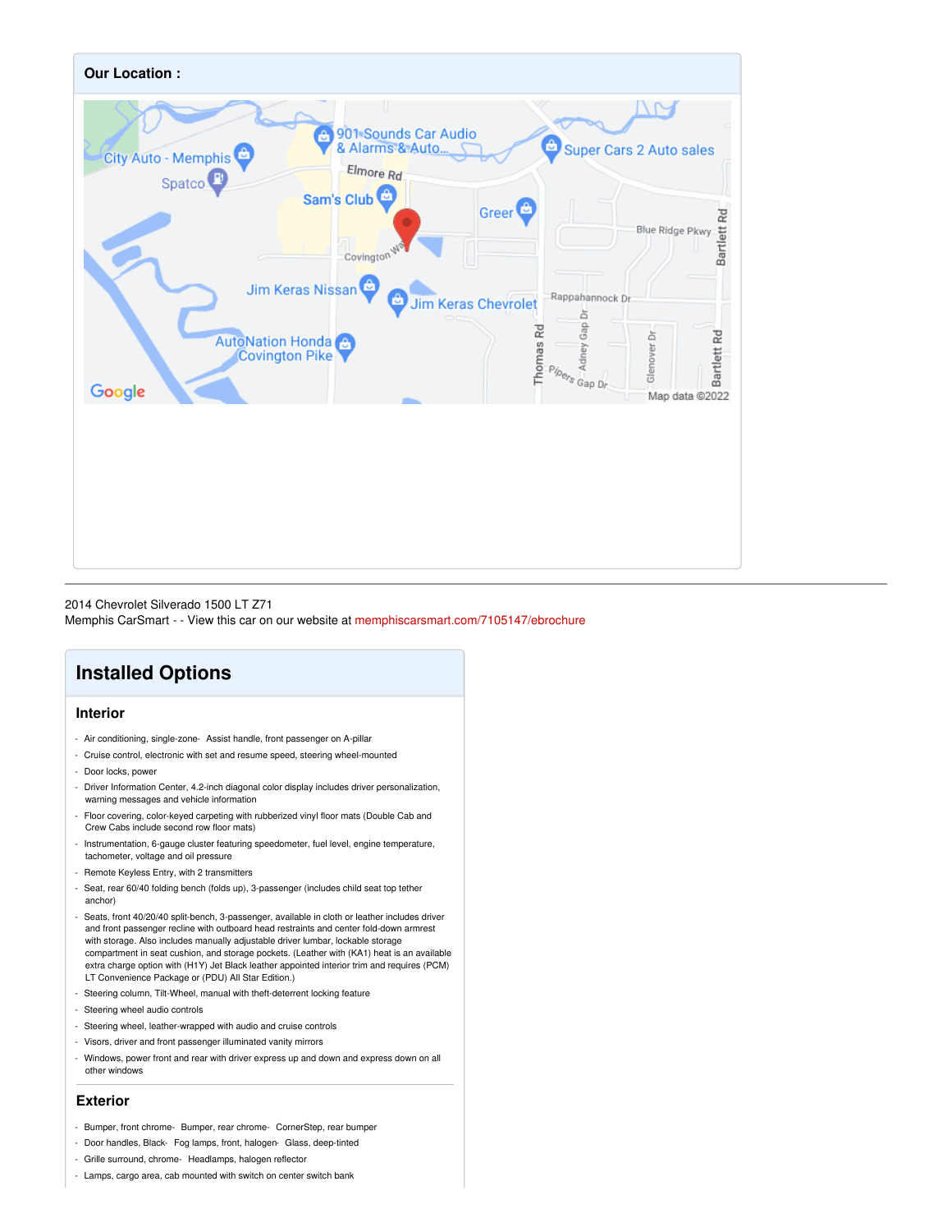## Our Location :

2014 Chevrolet Silverado 1500 LT Z71
Memphis CarSmart - - View this car on our website at memphiscarsmart.com/7105147/ebrochure

## Installed Options

### Interior

- Air conditioning, single-zone
- Assist handle, front passenger on A-pillar
- Cruise control, electronic with set and resume speed, steering wheel-mounted
- Door locks, power
- Driver Information Center, 4.2-inch diagonal color display includes driver personalization, warning messages and vehicle information
- Floor covering, color-keyed carpeting with rubberized vinyl floor mats (Double Cab and Crew Cabs include second row floor mats)
- Instrumentation, 6-gauge cluster featuring speedometer, fuel level, engine temperature, tachometer, voltage and oil pressure
- Remote Keyless Entry, with 2 transmitters
- Seat, rear 60/40 folding bench (folds up), 3-passenger (includes child seat top tether anchor)
- Seats, front 40/20/40 split-bench, 3-passenger, available in cloth or leather includes driver and front passenger recline with outboard head restraints and center fold-down armrest with storage. Also includes manually adjustable driver lumbar, lockable storage compartment in seat cushion, and storage pockets. (Leather with (KA1) heat is an available extra charge option with (H1Y) Jet Black leather appointed interior trim and requires (PCM) LT Convenience Package or (PDU) All Star Edition.)
- Steering column, Tilt-Wheel, manual with theft-deterrent locking feature
- Steering wheel audio controls
- Steering wheel, leather-wrapped with audio and cruise controls
- Visors, driver and front passenger illuminated vanity mirrors
- Windows, power front and rear with driver express up and down and express down on all other windows

### Exterior

- Bumper, front chrome
- Bumper, rear chrome
- CornerStep, rear bumper
- Door handles, Black
- Fog lamps, front, halogen
- Glass, deep-tinted
- Grille surround, chrome
- Headlamps, halogen reflector
- Lamps, cargo area, cab mounted with switch on center switch bank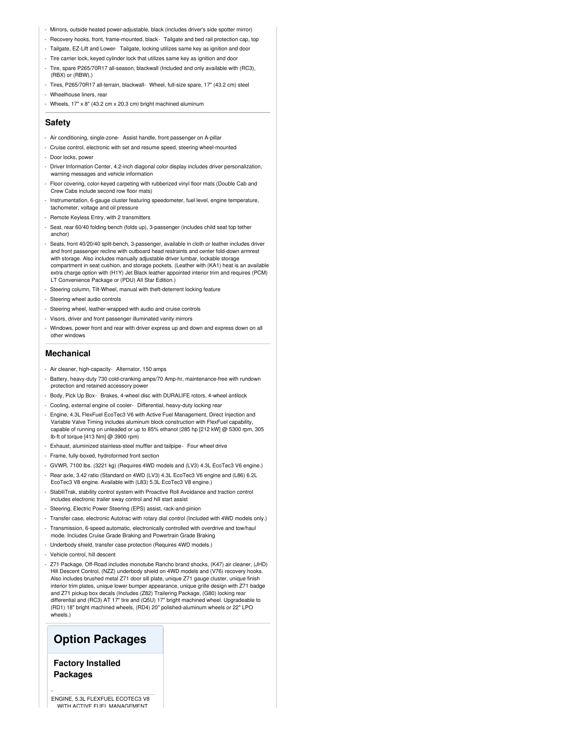- Mirrors, outside heated power-adjustable, black (includes driver's side spotter mirror)
- Recovery hooks, front, frame-mounted, black- Tailgate and bed rail protection cap, top
- Tailgate, EZ-Lift and Lower- Tailgate, locking utilizes same key as ignition and door
- Tire carrier lock, keyed cylinder lock that utilizes same key as ignition and door
- Tire, spare P265/70R17 all-season, blackwall (Included and only available with (RC3), (RBX) or (RBW).)
- Tires, P265/70R17 all-terrain, blackwall- Wheel, full-size spare, 17" (43.2 cm) steel
- Wheelhouse liners, rear
- Wheels, 17" x 8" (43.2 cm x 20.3 cm) bright machined aluminum

## Safety

- Air conditioning, single-zone- Assist handle, front passenger on A-pillar
- Cruise control, electronic with set and resume speed, steering wheel-mounted
- Door locks, power
- Driver Information Center, 4.2-inch diagonal color display includes driver personalization, warning messages and vehicle information
- Floor covering, color-keyed carpeting with rubberized vinyl floor mats (Double Cab and Crew Cabs include second row floor mats)
- Instrumentation, 6-gauge cluster featuring speedometer, fuel level, engine temperature, tachometer, voltage and oil pressure
- Remote Keyless Entry, with 2 transmitters
- Seat, rear 60/40 folding bench (folds up), 3-passenger (includes child seat top tether anchor)
- Seats, front 40/20/40 split-bench, 3-passenger, available in cloth or leather includes driver and front passenger recline with outboard head restraints and center fold-down armrest with storage. Also includes manually adjustable driver lumbar, lockable storage compartment in seat cushion, and storage pockets. (Leather with (KA1) heat is an available extra charge option with (H1Y) Jet Black leather appointed interior trim and requires (PCM) LT Convenience Package or (PDU) All Star Edition.)
- Steering column, Tilt-Wheel, manual with theft-deterrent locking feature
- Steering wheel audio controls
- Steering wheel, leather-wrapped with audio and cruise controls
- Visors, driver and front passenger illuminated vanity mirrors
- Windows, power front and rear with driver express up and down and express down on all other windows

## Mechanical

- Air cleaner, high-capacity- Alternator, 150 amps
- Battery, heavy-duty 730 cold-cranking amps/70 Amp-hr, maintenance-free with rundown protection and retained accessory power
- Body, Pick Up Box- Brakes, 4-wheel disc with DURALIFE rotors, 4-wheel antilock
- Cooling, external engine oil cooler- Differential, heavy-duty locking rear
- Engine, 4.3L FlexFuel EcoTec3 V6 with Active Fuel Management, Direct Injection and Variable Valve Timing includes aluminum block construction with FlexFuel capability, capable of running on unleaded or up to 85% ethanol (285 hp [212 kW] @ 5300 rpm, 305 lb-ft of torque [413 Nm] @ 3900 rpm)
- Exhaust, aluminized stainless-steel muffler and tailpipe- Four wheel drive
- Frame, fully-boxed, hydroformed front section
- GVWR, 7100 lbs. (3221 kg) (Requires 4WD models and (LV3) 4.3L EcoTec3 V6 engine.)
- Rear axle, 3.42 ratio (Standard on 4WD (LV3) 4.3L EcoTec3 V6 engine and (L86) 6.2L EcoTec3 V8 engine. Available with (L83) 5.3L EcoTec3 V8 engine.)
- StabiliTrak, stability control system with Proactive Roll Avoidance and traction control includes electronic trailer sway control and hill start assist
- Steering, Electric Power Steering (EPS) assist, rack-and-pinion
- Transfer case, electronic Autotrac with rotary dial control (Included with 4WD models only.)
- Transmission, 6-speed automatic, electronically controlled with overdrive and tow/haul mode. Includes Cruise Grade Braking and Powertrain Grade Braking
- Underbody shield, transfer case protection (Requires 4WD models.)
- Vehicle control, hill descent
- Z71 Package, Off-Road includes monotube Rancho brand shocks, (K47) air cleaner, (JHD) Hill Descent Control, (NZZ) underbody shield on 4WD models and (V76) recovery hooks. Also includes brushed metal Z71 door sill plate, unique Z71 gauge cluster, unique finish interior trim plates, unique lower bumper appearance, unique grille design with Z71 badge and Z71 pickup box decals (Includes (Z82) Trailering Package, (G80) locking rear differential and (RC3) AT 17" tire and (Q5U) 17" bright machined wheel. Upgradeable to (RD1) 18" bright machined wheels, (RD4) 20" polished-aluminum wheels or 22" LPO wheels.)

# Option Packages

## Factory Installed Packages

-

ENGINE, 5.3L FLEXFUEL ECOTEC3 V8 WITH ACTIVE FUEL MANAGEMENT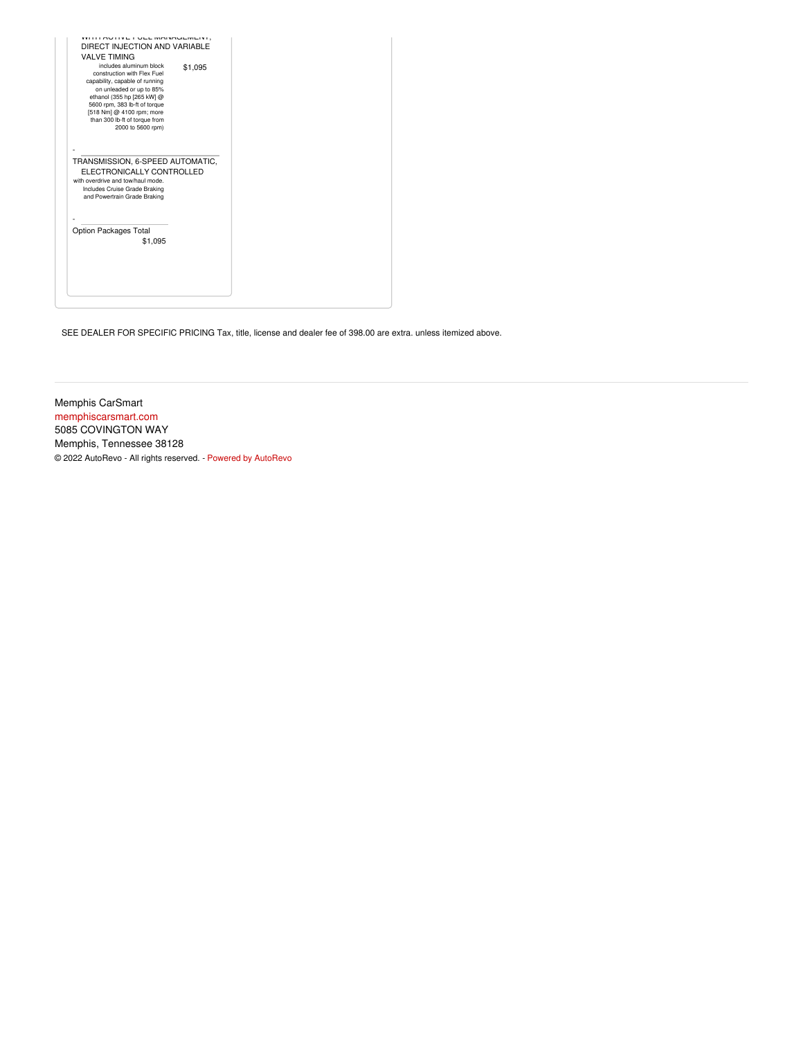WITH ACTIVE FUEL MANAGEMENT, DIRECT INJECTION AND VARIABLE VALVE TIMING

includes aluminum block construction with Flex Fuel capability, capable of running on unleaded or up to 85% ethanol (355 hp [265 kW] @ 5600 rpm, 383 lb-ft of torque [518 Nm] @ 4100 rpm; more than 300 lb-ft of torque from 2000 to 5600 rpm) $1,095

-

TRANSMISSION, 6-SPEED AUTOMATIC, ELECTRONICALLY CONTROLLED

with overdrive and tow/haul mode. Includes Cruise Grade Braking and Powertrain Grade Braking

-

Option Packages Total $1,095

SEE DEALER FOR SPECIFIC PRICING Tax, title, license and dealer fee of 398.00 are extra. unless itemized above.

---

Memphis CarSmart
memphiscarsmart.com
5085 COVINGTON WAY
Memphis, Tennessee 38128
© 2022 AutoRevo - All rights reserved. - Powered by AutoRevo